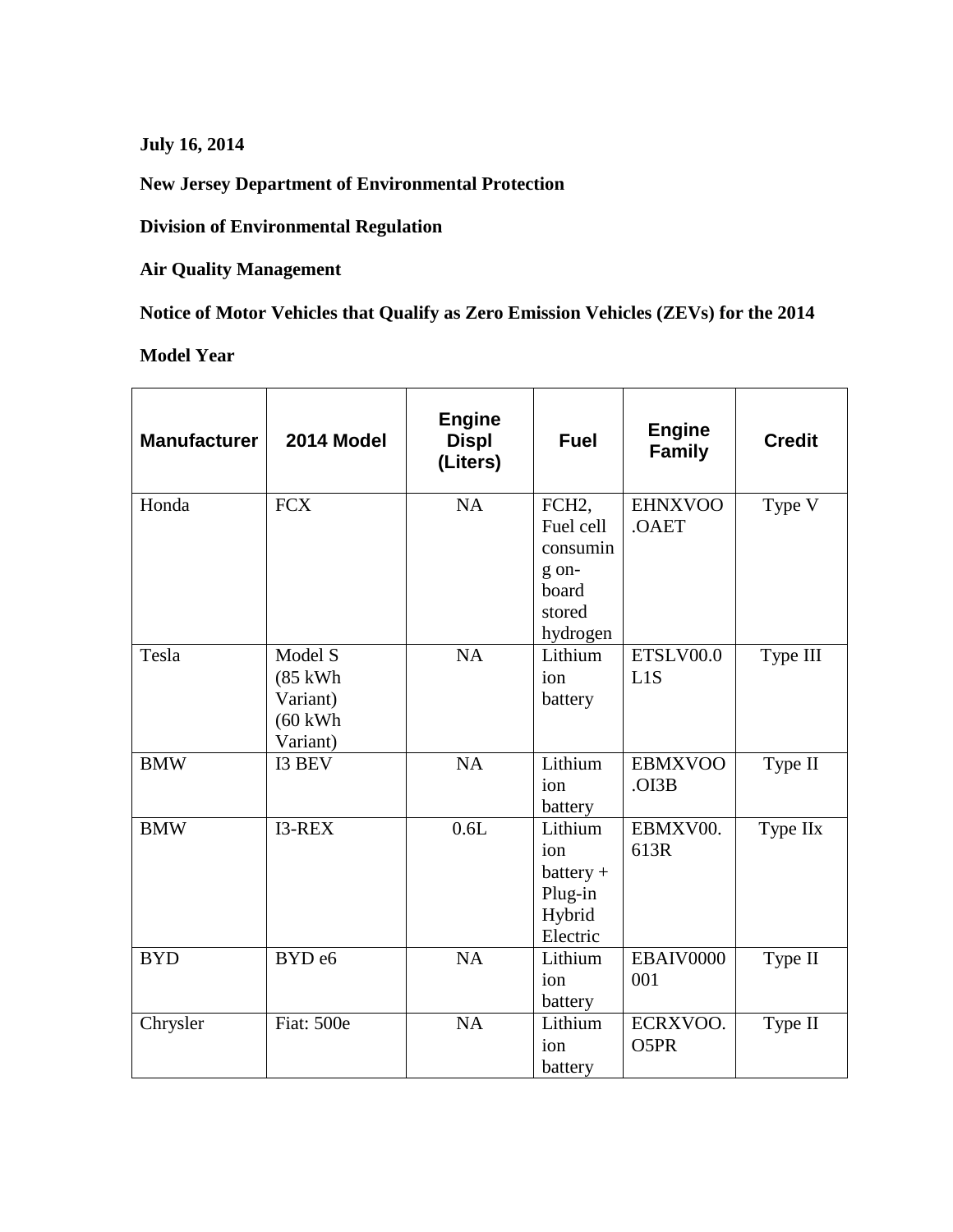**July 16, 2014**

**New Jersey Department of Environmental Protection**

**Division of Environmental Regulation**

**Air Quality Management**

**Notice of Motor Vehicles that Qualify as Zero Emission Vehicles (ZEVs) for the 2014 Model Year**

| Manufacturer | 2014 Model | Engine Displ (Liters) | Fuel | Engine Family | Credit |
|---|---|---|---|---|---|
| Honda | FCX | NA | FCH2, Fuel cell consuming on-board stored hydrogen | EHNXVOO.OAET | Type V |
| Tesla | Model S (85 kWh Variant) (60 kWh Variant) | NA | Lithium ion battery | ETSLV00.0L1S | Type III |
| BMW | I3 BEV | NA | Lithium ion battery | EBMXVOO.OI3B | Type II |
| BMW | I3-REX | 0.6L | Lithium ion battery + Plug-in Hybrid Electric | EBMXV00.613R | Type IIx |
| BYD | BYD e6 | NA | Lithium ion battery | EBAIV0000001 | Type II |
| Chrysler | Fiat: 500e | NA | Lithium ion battery | ECRXVOO.O5PR | Type II |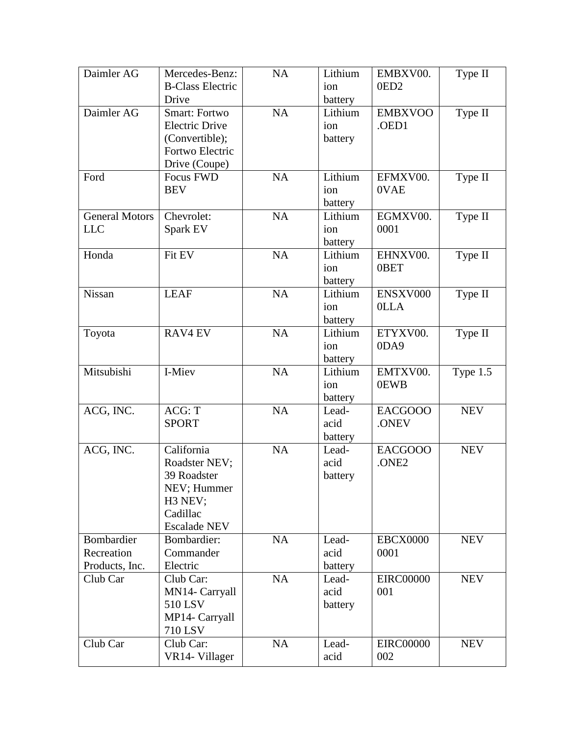| Daimler AG | Mercedes-Benz: B-Class Electric Drive | NA | Lithium ion battery | EMBXV00.0ED2 | Type II |
|---|---|---|---|---|---|
| Daimler AG | Smart: Fortwo Electric Drive (Convertible); Fortwo Electric Drive (Coupe) | NA | Lithium ion battery | EMBXVOO.OED1 | Type II |
| Ford | Focus FWD BEV | NA | Lithium ion battery | EFMXV00.0VAE | Type II |
| General Motors LLC | Chevrolet: Spark EV | NA | Lithium ion battery | EGMXV00.0001 | Type II |
| Honda | Fit EV | NA | Lithium ion battery | EHNXV00.0BET | Type II |
| Nissan | LEAF | NA | Lithium ion battery | ENSXV0000LLA | Type II |
| Toyota | RAV4 EV | NA | Lithium ion battery | ETYXV00.0DA9 | Type II |
| Mitsubishi | I-Miev | NA | Lithium ion battery | EMTXV00.0EWB | Type 1.5 |
| ACG, INC. | ACG: T SPORT | NA | Lead-acid battery | EACGOOO.ONEV | NEV |
| ACG, INC. | California Roadster NEV; 39 Roadster NEV; Hummer H3 NEV; Cadillac Escalade NEV | NA | Lead-acid battery | EACGOOO.ONE2 | NEV |
| Bombardier Recreation Products, Inc. | Bombardier: Commander Electric | NA | Lead-acid battery | EBCX00000001 | NEV |
| Club Car | Club Car: MN14- Carryall 510 LSV MP14- Carryall 710 LSV | NA | Lead-acid battery | EIRC00000001 | NEV |
| Club Car | Club Car: VR14- Villager | NA | Lead-acid | EIRC00000002 | NEV |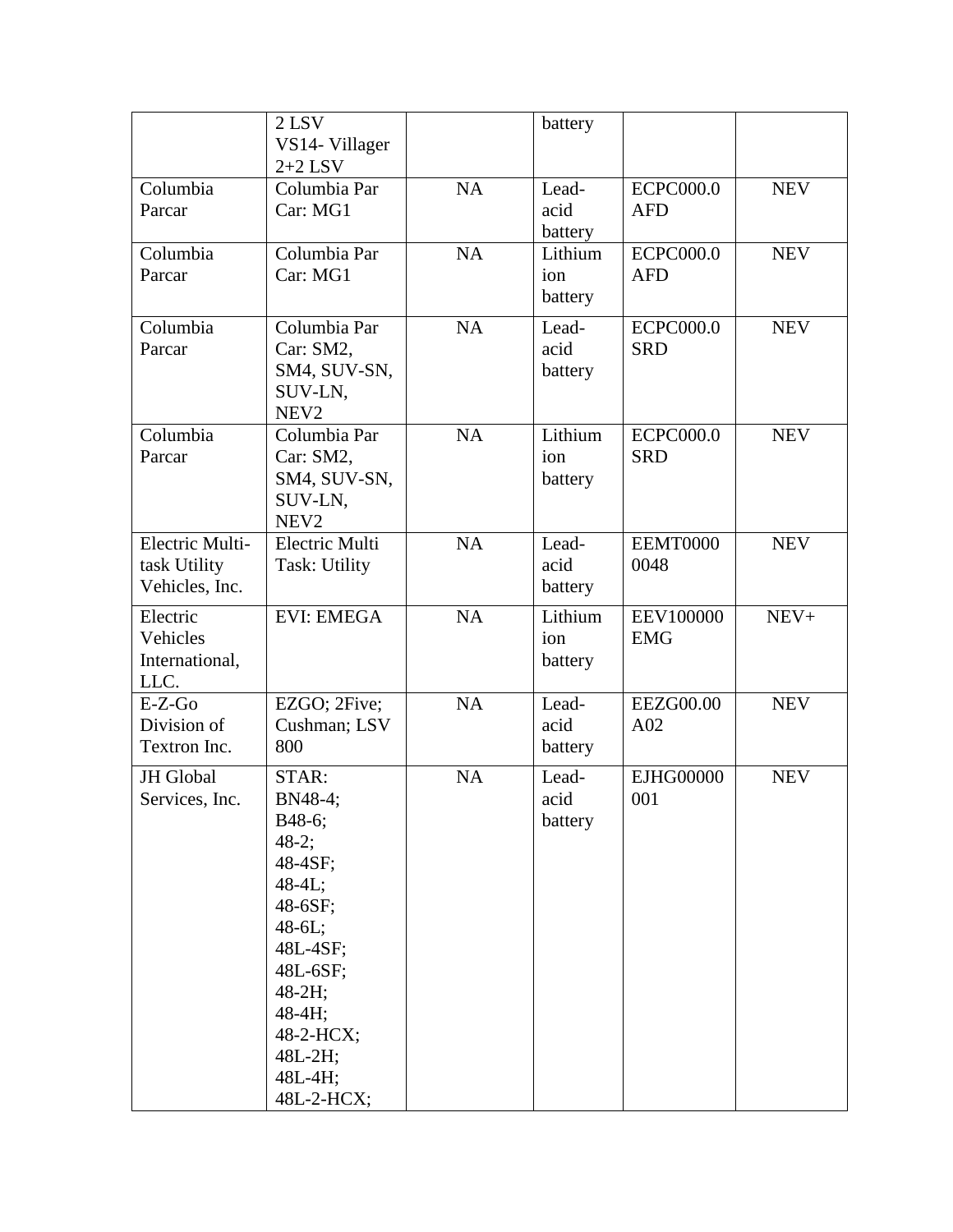| | | | | | |
|---|---|---|---|---|---|
| | 2 LSV VS14- Villager 2+2 LSV | | battery | | |
| Columbia Parcar | Columbia Par Car: MG1 | NA | Lead-acid battery | ECPC000.0AFD | NEV |
| Columbia Parcar | Columbia Par Car: MG1 | NA | Lithium ion battery | ECPC000.0AFD | NEV |
| Columbia Parcar | Columbia Par Car: SM2, SM4, SUV-SN, SUV-LN, NEV2 | NA | Lead-acid battery | ECPC000.0SRD | NEV |
| Columbia Parcar | Columbia Par Car: SM2, SM4, SUV-SN, SUV-LN, NEV2 | NA | Lithium ion battery | ECPC000.0SRD | NEV |
| Electric Multi-task Utility Vehicles, Inc. | Electric Multi Task: Utility | NA | Lead-acid battery | EEMT00000048 | NEV |
| Electric Vehicles International, LLC. | EVI: EMEGA | NA | Lithium ion battery | EEV100000EMG | NEV+ |
| E-Z-Go Division of Textron Inc. | EZGO; 2Five; Cushman; LSV 800 | NA | Lead-acid battery | EEZG00.00A02 | NEV |
| JH Global Services, Inc. | STAR: BN48-4; B48-6; 48-2; 48-4SF; 48-4L; 48-6SF; 48-6L; 48L-4SF; 48L-6SF; 48-2H; 48-4H; 48-2-HCX; 48L-2H; 48L-4H; 48L-2-HCX; | NA | Lead-acid battery | EJHG00000001 | NEV |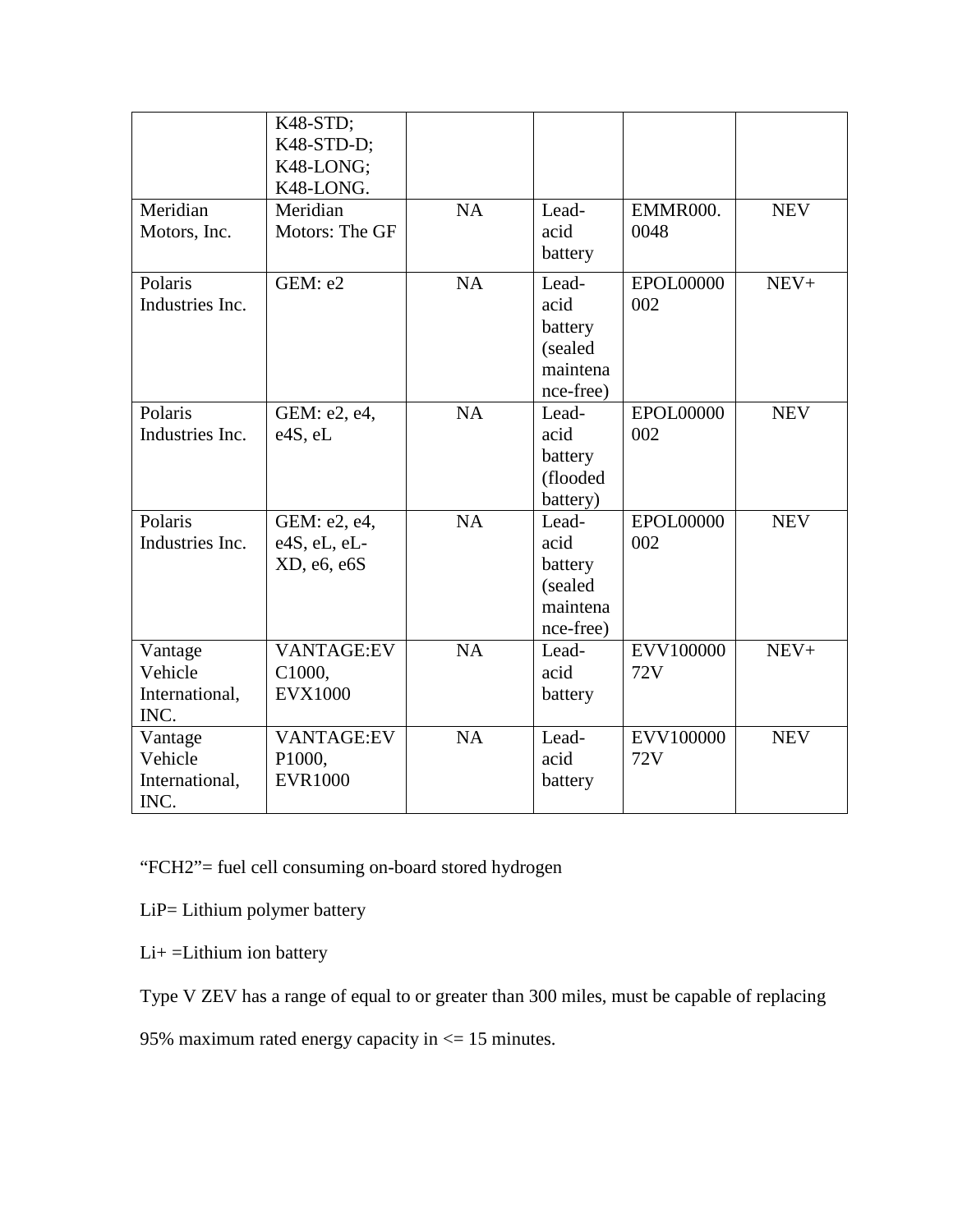|  | K48-STD; K48-STD-D; K48-LONG; K48-LONG. |  |  |  |  |
|---|---|---|---|---|---|
| Meridian Motors, Inc. | Meridian Motors: The GF | NA | Lead-acid battery | EMMR000.0048 | NEV |
| Polaris Industries Inc. | GEM: e2 | NA | Lead-acid battery (sealed maintenance-free) | EPOL00000002 | NEV+ |
| Polaris Industries Inc. | GEM: e2, e4, e4S, eL | NA | Lead-acid battery (flooded battery) | EPOL00000002 | NEV |
| Polaris Industries Inc. | GEM: e2, e4, e4S, eL, eL-XD, e6, e6S | NA | Lead-acid battery (sealed maintenance-free) | EPOL00000002 | NEV |
| Vantage Vehicle International, INC. | VANTAGE:EVC1000, EVX1000 | NA | Lead-acid battery | EVV10000072V | NEV+ |
| Vantage Vehicle International, INC. | VANTAGE:EVP1000, EVR1000 | NA | Lead-acid battery | EVV10000072V | NEV |

"FCH2"= fuel cell consuming on-board stored hydrogen

LiP= Lithium polymer battery

Li+ =Lithium ion battery

Type V ZEV has a range of equal to or greater than 300 miles, must be capable of replacing 95% maximum rated energy capacity in <= 15 minutes.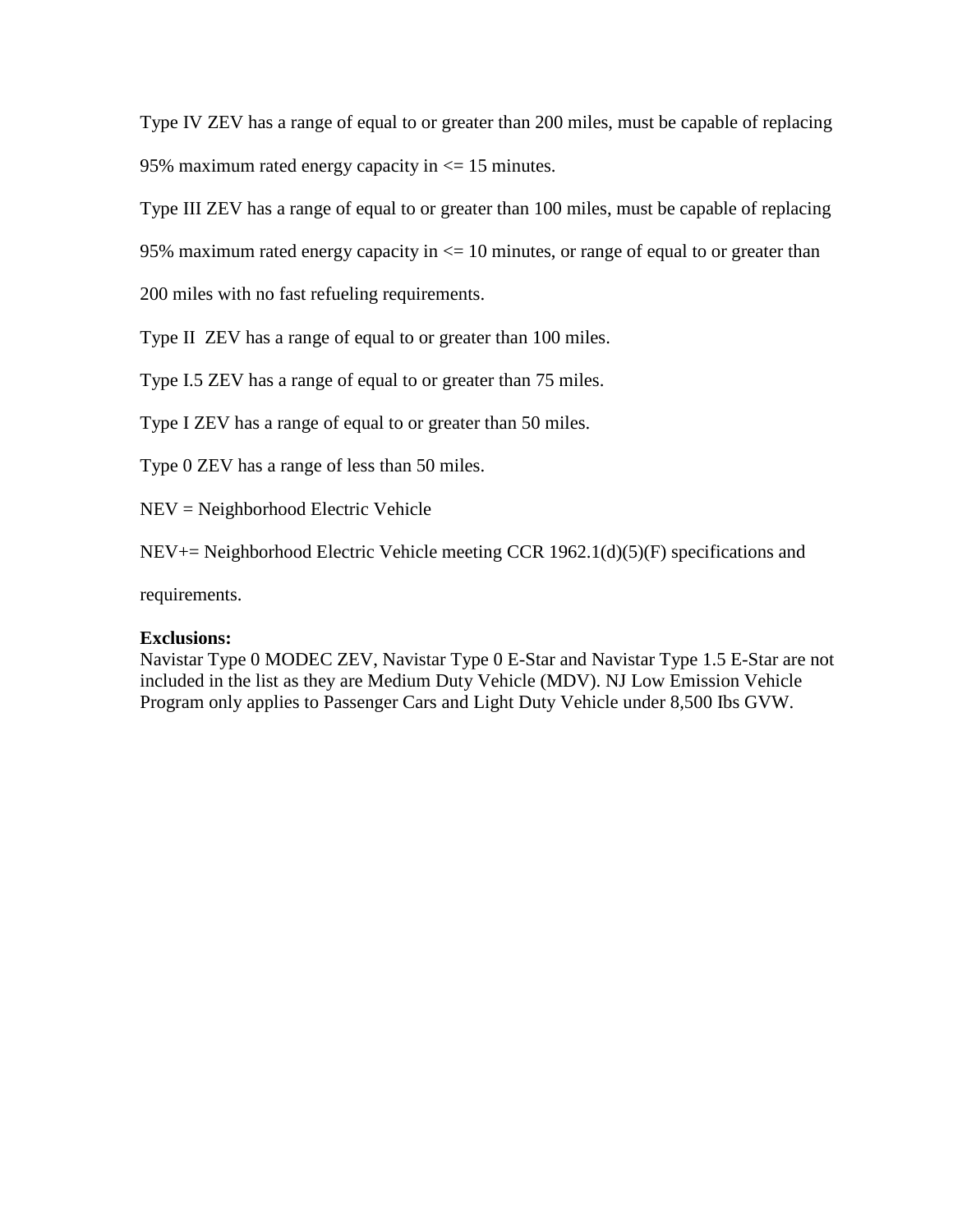Type IV ZEV has a range of equal to or greater than 200 miles, must be capable of replacing 95% maximum rated energy capacity in <= 15 minutes.

Type III ZEV has a range of equal to or greater than 100 miles, must be capable of replacing 95% maximum rated energy capacity in <= 10 minutes, or range of equal to or greater than 200 miles with no fast refueling requirements.

Type II ZEV has a range of equal to or greater than 100 miles.

Type I.5 ZEV has a range of equal to or greater than 75 miles.

Type I ZEV has a range of equal to or greater than 50 miles.

Type 0 ZEV has a range of less than 50 miles.

NEV = Neighborhood Electric Vehicle

NEV+= Neighborhood Electric Vehicle meeting CCR 1962.1(d)(5)(F) specifications and requirements.

**Exclusions:**
Navistar Type 0 MODEC ZEV, Navistar Type 0 E-Star and Navistar Type 1.5 E-Star are not included in the list as they are Medium Duty Vehicle (MDV). NJ Low Emission Vehicle Program only applies to Passenger Cars and Light Duty Vehicle under 8,500 Ibs GVW.